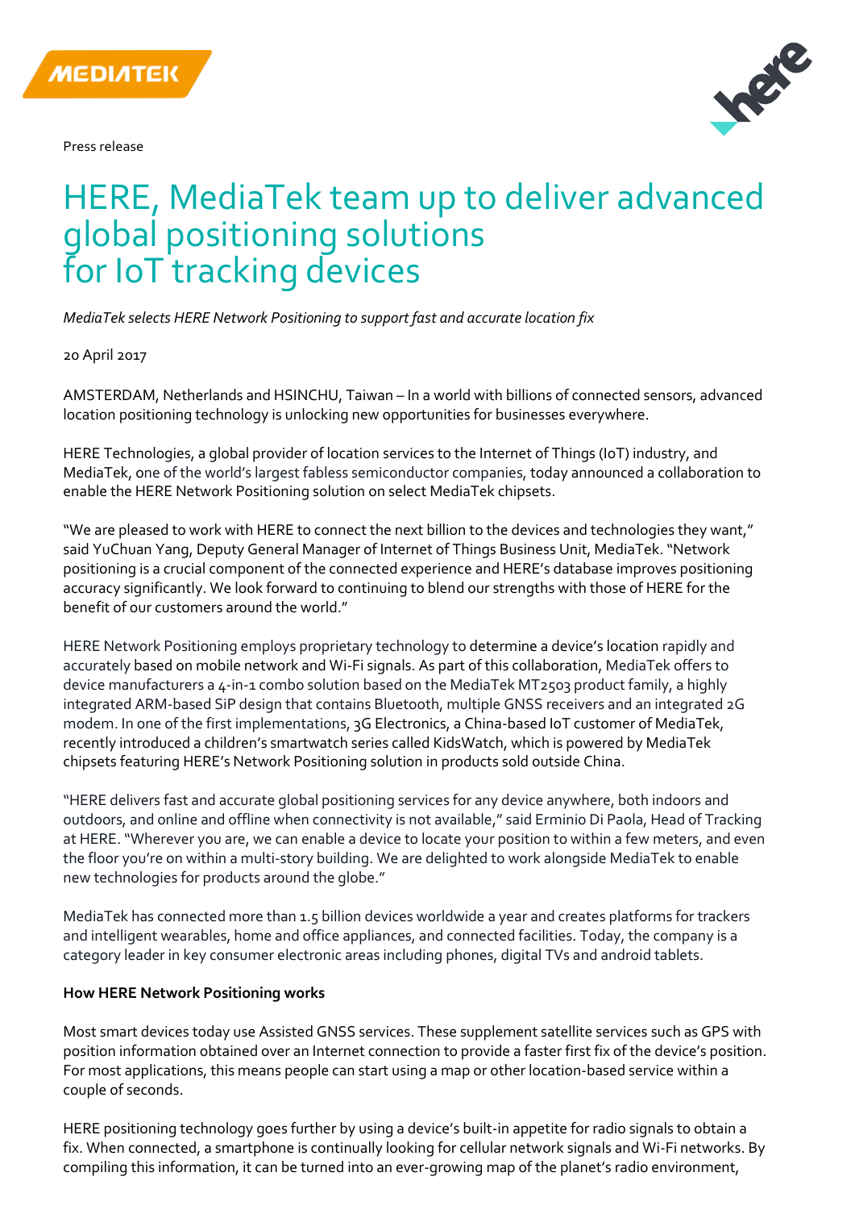Press release

# HERE, MediaTek team up to deliver advanced global positioning solutions for IoT tracking devices

*MediaTek selects HERE Network Positioning to support fast and accurate location fix*

20 April 2017

AMSTERDAM, Netherlands and HSINCHU, Taiwan – In a world with billions of connected sensors, advanced location positioning technology is unlocking new opportunities for businesses everywhere.

HERE Technologies, a global provider of location services to the Internet of Things (IoT) industry, and MediaTek, one of the world's largest fabless semiconductor companies, today announced a collaboration to enable the HERE Network Positioning solution on select MediaTek chipsets.

"We are pleased to work with HERE to connect the next billion to the devices and technologies they want," said YuChuan Yang, Deputy General Manager of Internet of Things Business Unit, MediaTek. "Network positioning is a crucial component of the connected experience and HERE's database improves positioning accuracy significantly. We look forward to continuing to blend our strengths with those of HERE for the benefit of our customers around the world."

HERE Network Positioning employs proprietary technology to determine a device's location rapidly and accurately based on mobile network and Wi-Fi signals. As part of this collaboration, MediaTek offers to device manufacturers a 4-in-1 combo solution based on the MediaTek MT2503 product family, a highly integrated ARM-based SiP design that contains Bluetooth, multiple GNSS receivers and an integrated 2G modem. In one of the first implementations, 3G Electronics, a China-based IoT customer of MediaTek, recently introduced a children's smartwatch series called KidsWatch, which is powered by MediaTek chipsets featuring HERE's Network Positioning solution in products sold outside China.

"HERE delivers fast and accurate global positioning services for any device anywhere, both indoors and outdoors, and online and offline when connectivity is not available," said Erminio Di Paola, Head of Tracking at HERE. "Wherever you are, we can enable a device to locate your position to within a few meters, and even the floor you're on within a multi-story building. We are delighted to work alongside MediaTek to enable new technologies for products around the globe."

MediaTek has connected more than 1.5 billion devices worldwide a year and creates platforms for trackers and intelligent wearables, home and office appliances, and connected facilities. Today, the company is a category leader in key consumer electronic areas including phones, digital TVs and android tablets.

**How HERE Network Positioning works**

Most smart devices today use Assisted GNSS services. These supplement satellite services such as GPS with position information obtained over an Internet connection to provide a faster first fix of the device's position. For most applications, this means people can start using a map or other location-based service within a couple of seconds.

HERE positioning technology goes further by using a device's built-in appetite for radio signals to obtain a fix. When connected, a smartphone is continually looking for cellular network signals and Wi-Fi networks. By compiling this information, it can be turned into an ever-growing map of the planet's radio environment,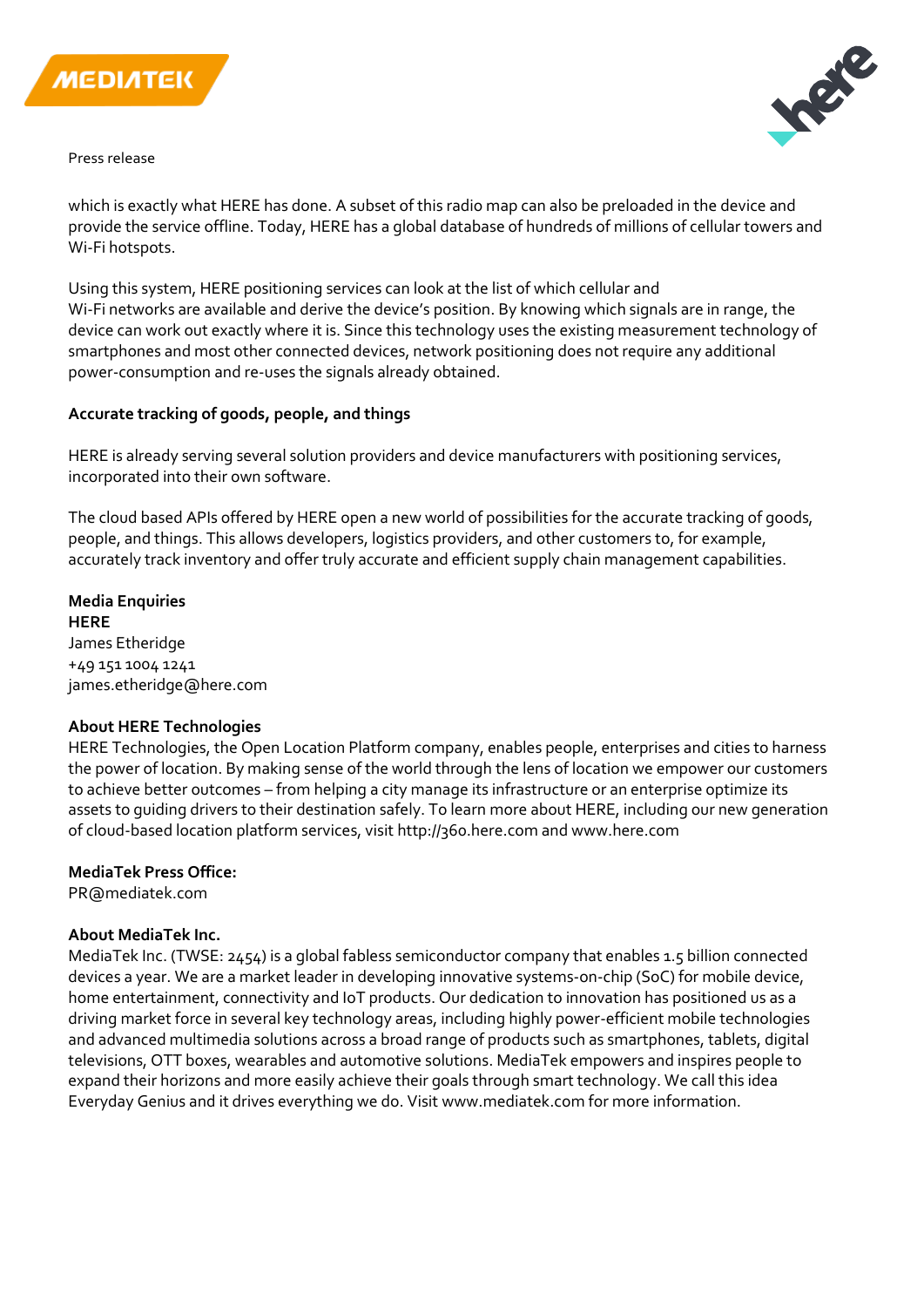which is exactly what HERE has done. A subset of this radio map can also be preloaded in the device and provide the service offline. Today, HERE has a global database of hundreds of millions of cellular towers and Wi-Fi hotspots.

Using this system, HERE positioning services can look at the list of which cellular and Wi-Fi networks are available and derive the device's position. By knowing which signals are in range, the device can work out exactly where it is. Since this technology uses the existing measurement technology of smartphones and most other connected devices, network positioning does not require any additional power-consumption and re-uses the signals already obtained.

**Accurate tracking of goods, people, and things**

HERE is already serving several solution providers and device manufacturers with positioning services, incorporated into their own software.

The cloud based APIs offered by HERE open a new world of possibilities for the accurate tracking of goods, people, and things. This allows developers, logistics providers, and other customers to, for example, accurately track inventory and offer truly accurate and efficient supply chain management capabilities.

**Media Enquiries**
**HERE**
James Etheridge
+49 151 1004 1241
james.etheridge@here.com

**About HERE Technologies**
HERE Technologies, the Open Location Platform company, enables people, enterprises and cities to harness the power of location. By making sense of the world through the lens of location we empower our customers to achieve better outcomes – from helping a city manage its infrastructure or an enterprise optimize its assets to guiding drivers to their destination safely. To learn more about HERE, including our new generation of cloud-based location platform services, visit http://360.here.com and www.here.com

**MediaTek Press Office:**
PR@mediatek.com

**About MediaTek Inc.**
MediaTek Inc. (TWSE: 2454) is a global fabless semiconductor company that enables 1.5 billion connected devices a year. We are a market leader in developing innovative systems-on-chip (SoC) for mobile device, home entertainment, connectivity and IoT products. Our dedication to innovation has positioned us as a driving market force in several key technology areas, including highly power-efficient mobile technologies and advanced multimedia solutions across a broad range of products such as smartphones, tablets, digital televisions, OTT boxes, wearables and automotive solutions. MediaTek empowers and inspires people to expand their horizons and more easily achieve their goals through smart technology. We call this idea Everyday Genius and it drives everything we do. Visit www.mediatek.com for more information.